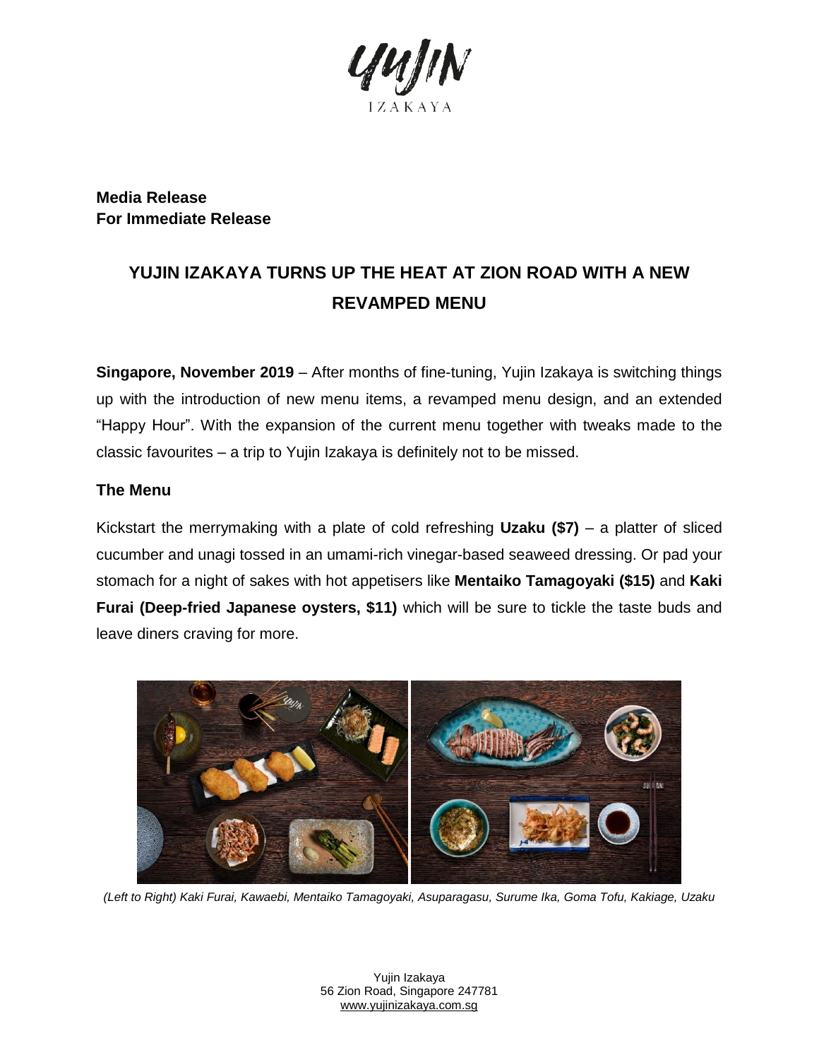**Media Release**
**For Immediate Release**

# YUJIN IZAKAYA TURNS UP THE HEAT AT ZION ROAD WITH A NEW REVAMPED MENU

**Singapore, November 2019** – After months of fine-tuning, Yujin Izakaya is switching things up with the introduction of new menu items, a revamped menu design, and an extended "Happy Hour". With the expansion of the current menu together with tweaks made to the classic favourites – a trip to Yujin Izakaya is definitely not to be missed.

## The Menu

Kickstart the merrymaking with a plate of cold refreshing **Uzaku ($7)** – a platter of sliced cucumber and unagi tossed in an umami-rich vinegar-based seaweed dressing. Or pad your stomach for a night of sakes with hot appetisers like **Mentaiko Tamagoyaki ($15)** and **Kaki Furai (Deep-fried Japanese oysters, $11)** which will be sure to tickle the taste buds and leave diners craving for more.

*(Left to Right) Kaki Furai, Kawaebi, Mentaiko Tamagoyaki, Asuparagasu, Surume Ika, Goma Tofu, Kakiage, Uzaku*

Yujin Izakaya
56 Zion Road, Singapore 247781
www.yujinizakaya.com.sg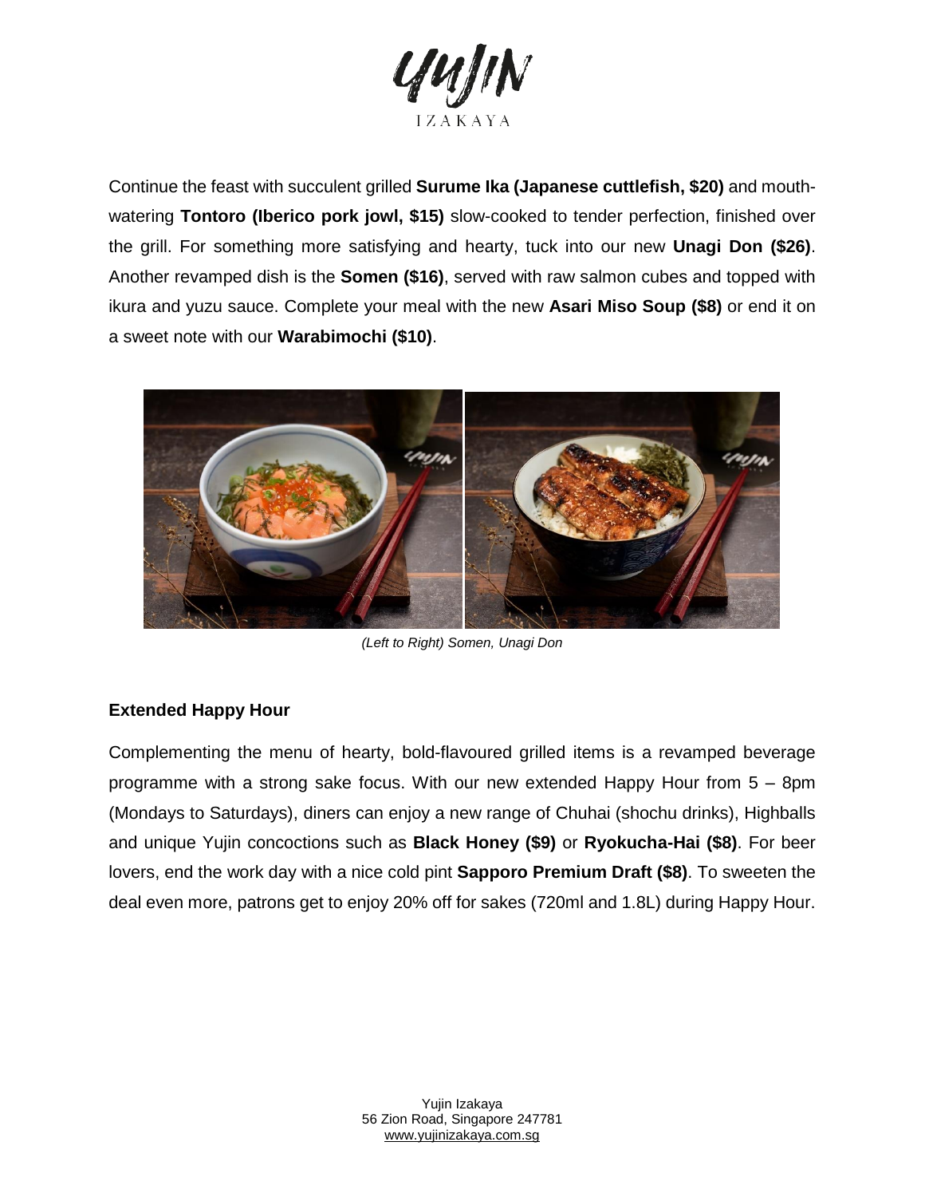Continue the feast with succulent grilled **Surume Ika (Japanese cuttlefish, $20)** and mouth-watering **Tontoro (Iberico pork jowl, $15)** slow-cooked to tender perfection, finished over the grill. For something more satisfying and hearty, tuck into our new **Unagi Don ($26)**. Another revamped dish is the **Somen ($16)**, served with raw salmon cubes and topped with ikura and yuzu sauce. Complete your meal with the new **Asari Miso Soup ($8)** or end it on a sweet note with our **Warabimochi ($10)**.

*(Left to Right) Somen, Unagi Don*

## Extended Happy Hour

Complementing the menu of hearty, bold-flavoured grilled items is a revamped beverage programme with a strong sake focus. With our new extended Happy Hour from 5 – 8pm (Mondays to Saturdays), diners can enjoy a new range of Chuhai (shochu drinks), Highballs and unique Yujin concoctions such as **Black Honey ($9)** or **Ryokucha-Hai ($8)**. For beer lovers, end the work day with a nice cold pint **Sapporo Premium Draft ($8)**. To sweeten the deal even more, patrons get to enjoy 20% off for sakes (720ml and 1.8L) during Happy Hour.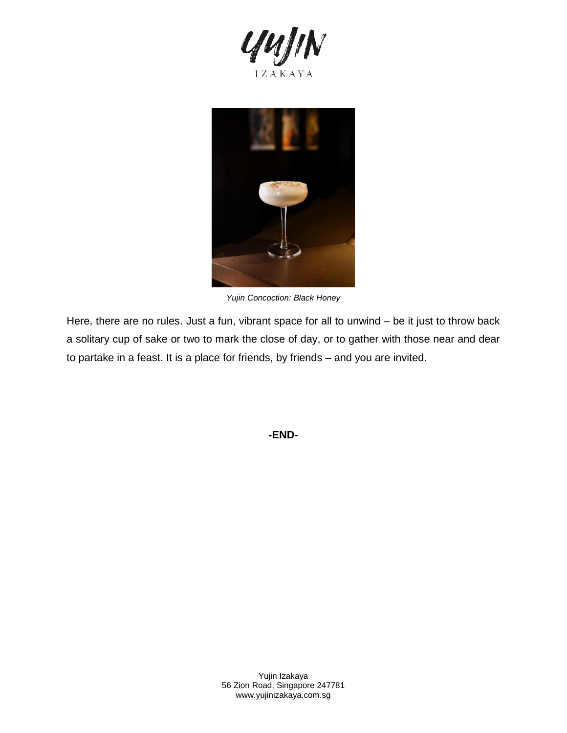*Yujin Concoction: Black Honey*

Here, there are no rules. Just a fun, vibrant space for all to unwind – be it just to throw back a solitary cup of sake or two to mark the close of day, or to gather with those near and dear to partake in a feast. It is a place for friends, by friends – and you are invited.

**-END-**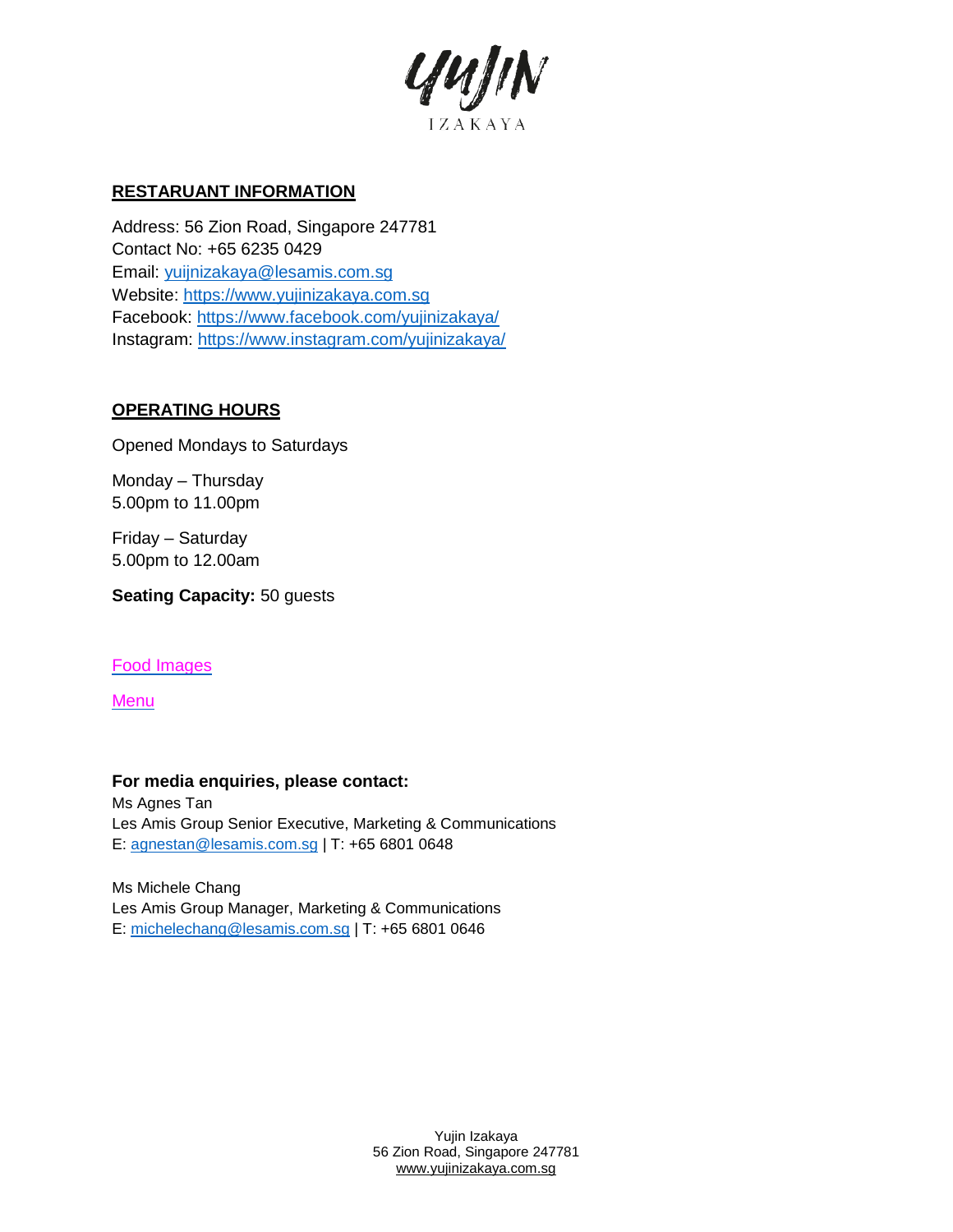YUJIN IZAKAYA

## RESTARUANT INFORMATION

Address: 56 Zion Road, Singapore 247781
Contact No: +65 6235 0429
Email: yuijnizakaya@lesamis.com.sg
Website: https://www.yujinizakaya.com.sg
Facebook: https://www.facebook.com/yujinizakaya/
Instagram: https://www.instagram.com/yujinizakaya/

## OPERATING HOURS

Opened Mondays to Saturdays

Monday – Thursday
5.00pm to 11.00pm

Friday – Saturday
5.00pm to 12.00am

**Seating Capacity:** 50 guests

Food Images

Menu

**For media enquiries, please contact:**
Ms Agnes Tan
Les Amis Group Senior Executive, Marketing & Communications
E: agnestan@lesamis.com.sg | T: +65 6801 0648

Ms Michele Chang
Les Amis Group Manager, Marketing & Communications
E: michelechang@lesamis.com.sg | T: +65 6801 0646